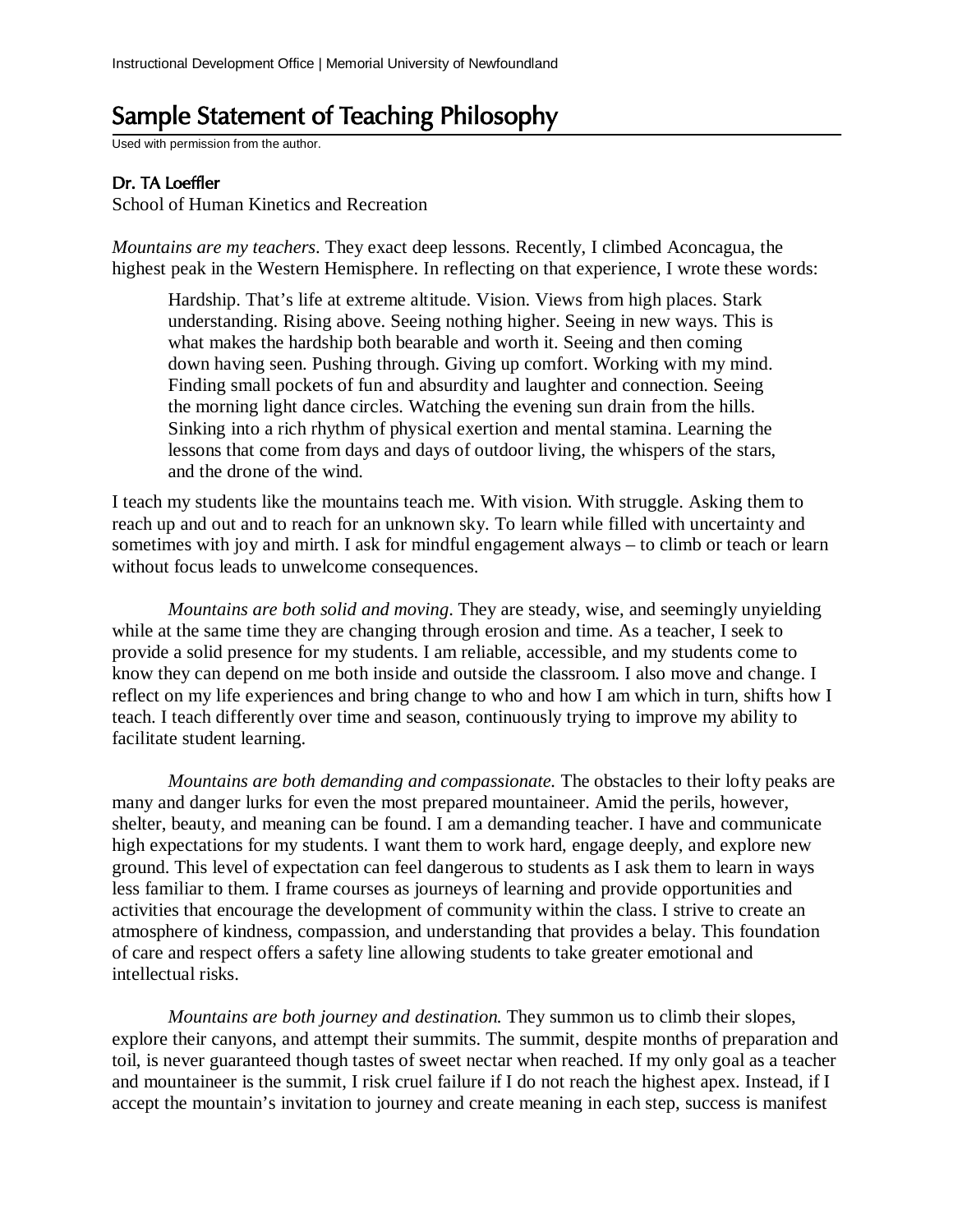Instructional Development Office | Memorial University of Newfoundland

# Sample Statement of Teaching Philosophy

Used with permission from the author.

### Dr. TA Loeffler

School of Human Kinetics and Recreation

*Mountains are my teachers*. They exact deep lessons. Recently, I climbed Aconcagua, the highest peak in the Western Hemisphere. In reflecting on that experience, I wrote these words:

> Hardship. That's life at extreme altitude. Vision. Views from high places. Stark understanding. Rising above. Seeing nothing higher. Seeing in new ways. This is what makes the hardship both bearable and worth it. Seeing and then coming down having seen. Pushing through. Giving up comfort. Working with my mind. Finding small pockets of fun and absurdity and laughter and connection. Seeing the morning light dance circles. Watching the evening sun drain from the hills. Sinking into a rich rhythm of physical exertion and mental stamina. Learning the lessons that come from days and days of outdoor living, the whispers of the stars, and the drone of the wind.

I teach my students like the mountains teach me. With vision. With struggle. Asking them to reach up and out and to reach for an unknown sky. To learn while filled with uncertainty and sometimes with joy and mirth. I ask for mindful engagement always – to climb or teach or learn without focus leads to unwelcome consequences.

*Mountains are both solid and moving*. They are steady, wise, and seemingly unyielding while at the same time they are changing through erosion and time. As a teacher, I seek to provide a solid presence for my students. I am reliable, accessible, and my students come to know they can depend on me both inside and outside the classroom. I also move and change. I reflect on my life experiences and bring change to who and how I am which in turn, shifts how I teach. I teach differently over time and season, continuously trying to improve my ability to facilitate student learning.

*Mountains are both demanding and compassionate.* The obstacles to their lofty peaks are many and danger lurks for even the most prepared mountaineer. Amid the perils, however, shelter, beauty, and meaning can be found. I am a demanding teacher. I have and communicate high expectations for my students. I want them to work hard, engage deeply, and explore new ground. This level of expectation can feel dangerous to students as I ask them to learn in ways less familiar to them. I frame courses as journeys of learning and provide opportunities and activities that encourage the development of community within the class. I strive to create an atmosphere of kindness, compassion, and understanding that provides a belay. This foundation of care and respect offers a safety line allowing students to take greater emotional and intellectual risks.

*Mountains are both journey and destination.* They summon us to climb their slopes, explore their canyons, and attempt their summits. The summit, despite months of preparation and toil, is never guaranteed though tastes of sweet nectar when reached. If my only goal as a teacher and mountaineer is the summit, I risk cruel failure if I do not reach the highest apex. Instead, if I accept the mountain's invitation to journey and create meaning in each step, success is manifest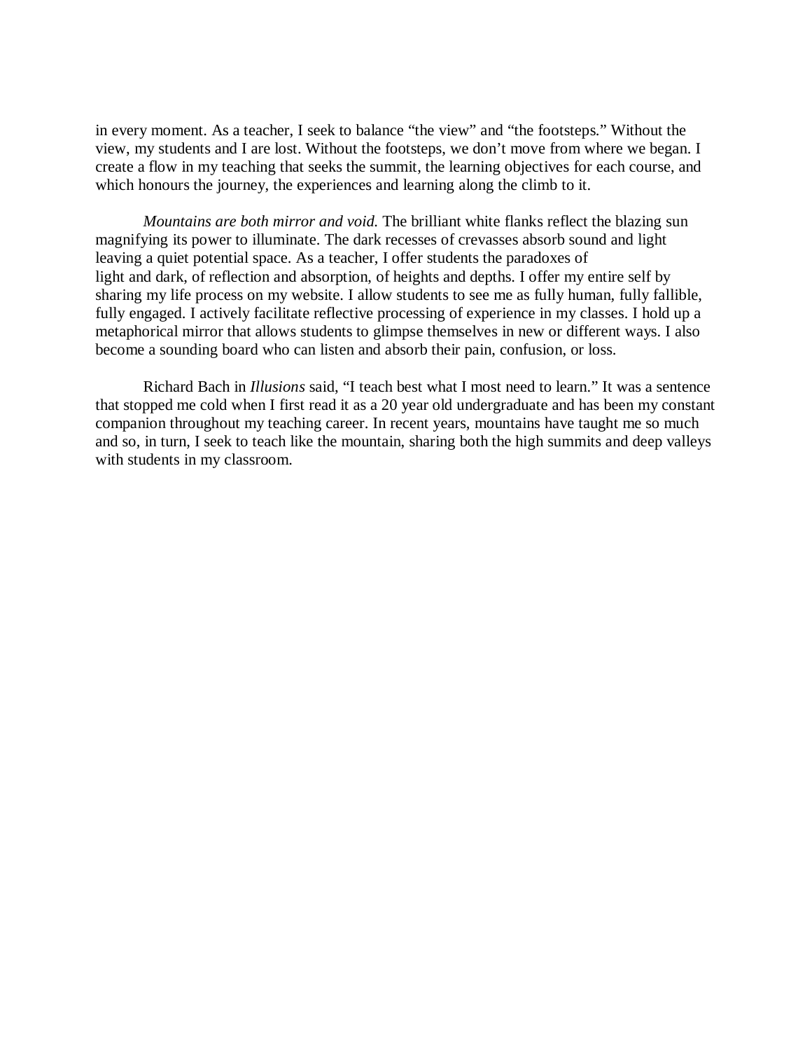in every moment. As a teacher, I seek to balance "the view" and "the footsteps." Without the view, my students and I are lost. Without the footsteps, we don't move from where we began. I create a flow in my teaching that seeks the summit, the learning objectives for each course, and which honours the journey, the experiences and learning along the climb to it.

*Mountains are both mirror and void.* The brilliant white flanks reflect the blazing sun magnifying its power to illuminate. The dark recesses of crevasses absorb sound and light leaving a quiet potential space. As a teacher, I offer students the paradoxes of light and dark, of reflection and absorption, of heights and depths. I offer my entire self by sharing my life process on my website. I allow students to see me as fully human, fully fallible, fully engaged. I actively facilitate reflective processing of experience in my classes. I hold up a metaphorical mirror that allows students to glimpse themselves in new or different ways. I also become a sounding board who can listen and absorb their pain, confusion, or loss.

Richard Bach in *Illusions* said, "I teach best what I most need to learn." It was a sentence that stopped me cold when I first read it as a 20 year old undergraduate and has been my constant companion throughout my teaching career. In recent years, mountains have taught me so much and so, in turn, I seek to teach like the mountain, sharing both the high summits and deep valleys with students in my classroom.